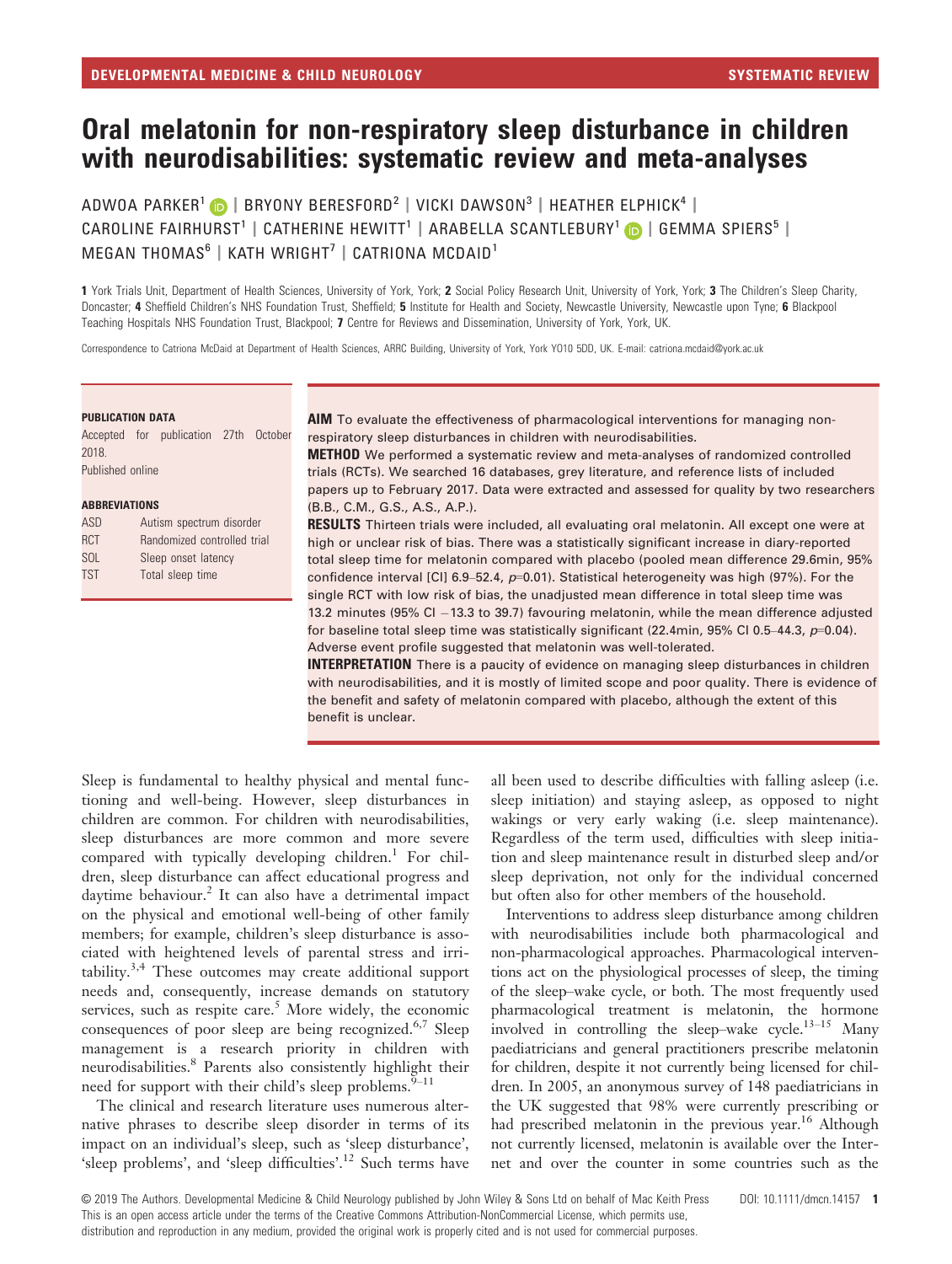# Oral melatonin for non-respiratory sleep disturbance in children with neurodisabilities: systematic review and meta-analyses

ADWOA PARKER[1] | BRYONY BERESFORD[2] | VICKI DAWSON[3] | HEATHER ELPHICK[4] | CAROLINE FAIRHURST[1] | CATHERINE HEWITT[1] | ARABELLA SCANTLEBURY[1] | GEMMA SPIERS[5] | MEGAN THOMAS[6] | KATH WRIGHT[7] | CATRIONA MCDAID[1]

**1** York Trials Unit, Department of Health Sciences, University of York, York; **2** Social Policy Research Unit, University of York, York; **3** The Children's Sleep Charity, Doncaster; **4** Sheffield Children's NHS Foundation Trust, Sheffield; **5** Institute for Health and Society, Newcastle University, Newcastle upon Tyne; **6** Blackpool Teaching Hospitals NHS Foundation Trust, Blackpool; **7** Centre for Reviews and Dissemination, University of York, York, UK.

Correspondence to Catriona McDaid at Department of Health Sciences, ARRC Building, University of York, York YO10 5DD, UK. E-mail: catriona.mcdaid@york.ac.uk

**PUBLICATION DATA**

Accepted for publication 27th October 2018.

Published online

**ABBREVIATIONS**

| | |
|---|---|
| ASD | Autism spectrum disorder |
| RCT | Randomized controlled trial |
| SOL | Sleep onset latency |
| TST | Total sleep time |

**AIM** To evaluate the effectiveness of pharmacological interventions for managing non-respiratory sleep disturbances in children with neurodisabilities.

**METHOD** We performed a systematic review and meta-analyses of randomized controlled trials (RCTs). We searched 16 databases, grey literature, and reference lists of included papers up to February 2017. Data were extracted and assessed for quality by two researchers (B.B., C.M., G.S., A.S., A.P.).

**RESULTS** Thirteen trials were included, all evaluating oral melatonin. All except one were at high or unclear risk of bias. There was a statistically significant increase in diary-reported total sleep time for melatonin compared with placebo (pooled mean difference 29.6min, 95% confidence interval [CI] 6.9–52.4, $p$=0.01). Statistical heterogeneity was high (97%). For the single RCT with low risk of bias, the unadjusted mean difference in total sleep time was 13.2 minutes (95% CI −13.3 to 39.7) favouring melatonin, while the mean difference adjusted for baseline total sleep time was statistically significant (22.4min, 95% CI 0.5–44.3, $p$=0.04). Adverse event profile suggested that melatonin was well-tolerated.

**INTERPRETATION** There is a paucity of evidence on managing sleep disturbances in children with neurodisabilities, and it is mostly of limited scope and poor quality. There is evidence of the benefit and safety of melatonin compared with placebo, although the extent of this benefit is unclear.

Sleep is fundamental to healthy physical and mental functioning and well-being. However, sleep disturbances in children are common. For children with neurodisabilities, sleep disturbances are more common and more severe compared with typically developing children.[1] For children, sleep disturbance can affect educational progress and daytime behaviour.[2] It can also have a detrimental impact on the physical and emotional well-being of other family members; for example, children's sleep disturbance is associated with heightened levels of parental stress and irritability.[3,4] These outcomes may create additional support needs and, consequently, increase demands on statutory services, such as respite care.[5] More widely, the economic consequences of poor sleep are being recognized.[6,7] Sleep management is a research priority in children with neurodisabilities.[8] Parents also consistently highlight their need for support with their child's sleep problems.[9–11]

The clinical and research literature uses numerous alternative phrases to describe sleep disorder in terms of its impact on an individual's sleep, such as 'sleep disturbance', 'sleep problems', and 'sleep difficulties'.[12] Such terms have all been used to describe difficulties with falling asleep (i.e. sleep initiation) and staying asleep, as opposed to night wakings or very early waking (i.e. sleep maintenance). Regardless of the term used, difficulties with sleep initiation and sleep maintenance result in disturbed sleep and/or sleep deprivation, not only for the individual concerned but often also for other members of the household.

Interventions to address sleep disturbance among children with neurodisabilities include both pharmacological and non-pharmacological approaches. Pharmacological interventions act on the physiological processes of sleep, the timing of the sleep–wake cycle, or both. The most frequently used pharmacological treatment is melatonin, the hormone involved in controlling the sleep–wake cycle.[13–15] Many paediatricians and general practitioners prescribe melatonin for children, despite it not currently being licensed for children. In 2005, an anonymous survey of 148 paediatricians in the UK suggested that 98% were currently prescribing or had prescribed melatonin in the previous year.[16] Although not currently licensed, melatonin is available over the Internet and over the counter in some countries such as the

© 2019 The Authors. Developmental Medicine & Child Neurology published by John Wiley & Sons Ltd on behalf of Mac Keith Press DOI: 10.1111/dmcn.14157
This is an open access article under the terms of the Creative Commons Attribution-NonCommercial License, which permits use, distribution and reproduction in any medium, provided the original work is properly cited and is not used for commercial purposes.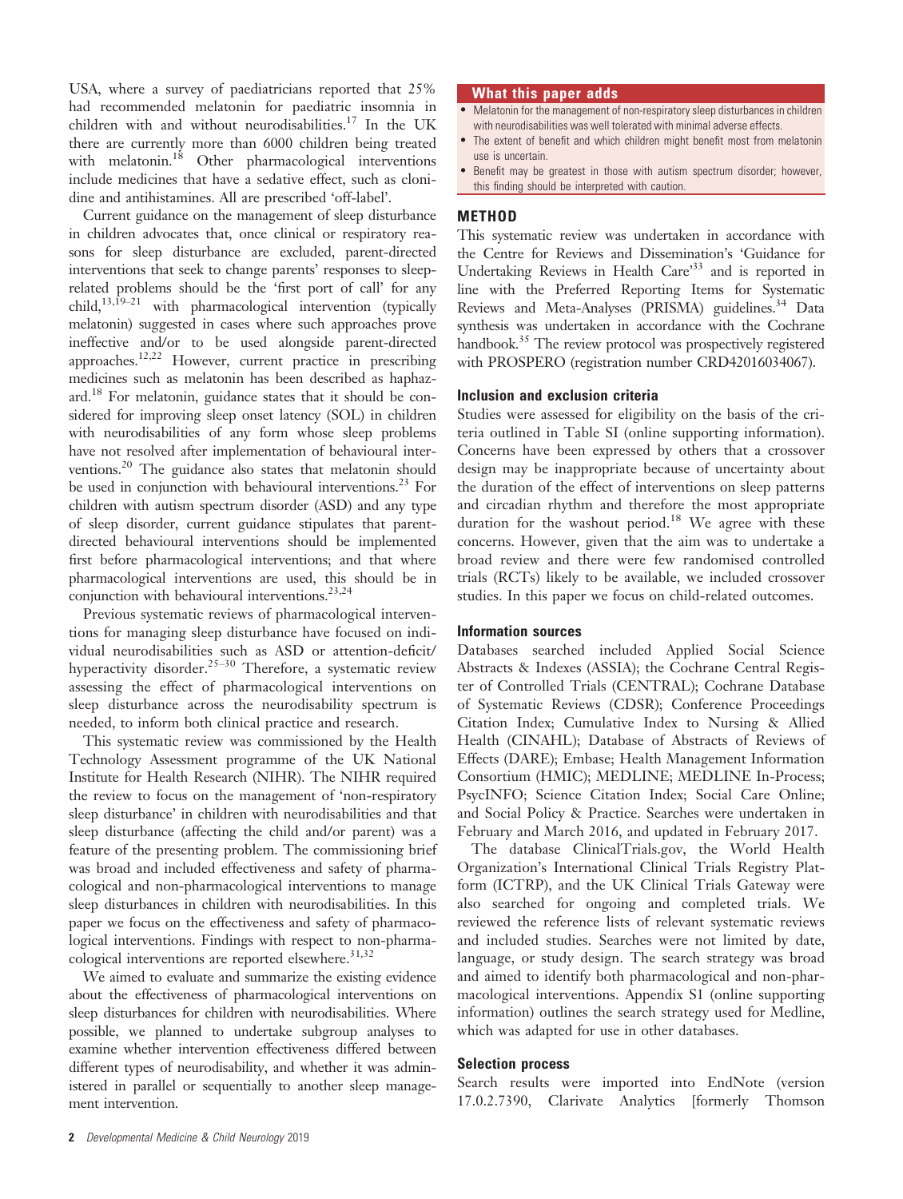USA, where a survey of paediatricians reported that 25% had recommended melatonin for paediatric insomnia in children with and without neurodisabilities.[17] In the UK there are currently more than 6000 children being treated with melatonin.[18] Other pharmacological interventions include medicines that have a sedative effect, such as clonidine and antihistamines. All are prescribed 'off-label'.

Current guidance on the management of sleep disturbance in children advocates that, once clinical or respiratory reasons for sleep disturbance are excluded, parent-directed interventions that seek to change parents' responses to sleep-related problems should be the 'first port of call' for any child,[13,19–21] with pharmacological intervention (typically melatonin) suggested in cases where such approaches prove ineffective and/or to be used alongside parent-directed approaches.[12,22] However, current practice in prescribing medicines such as melatonin has been described as haphazard.[18] For melatonin, guidance states that it should be considered for improving sleep onset latency (SOL) in children with neurodisabilities of any form whose sleep problems have not resolved after implementation of behavioural interventions.[20] The guidance also states that melatonin should be used in conjunction with behavioural interventions.[23] For children with autism spectrum disorder (ASD) and any type of sleep disorder, current guidance stipulates that parent-directed behavioural interventions should be implemented first before pharmacological interventions; and that where pharmacological interventions are used, this should be in conjunction with behavioural interventions.[23,24]

Previous systematic reviews of pharmacological interventions for managing sleep disturbance have focused on individual neurodisabilities such as ASD or attention-deficit/hyperactivity disorder.[25–30] Therefore, a systematic review assessing the effect of pharmacological interventions on sleep disturbance across the neurodisability spectrum is needed, to inform both clinical practice and research.

This systematic review was commissioned by the Health Technology Assessment programme of the UK National Institute for Health Research (NIHR). The NIHR required the review to focus on the management of 'non-respiratory sleep disturbance' in children with neurodisabilities and that sleep disturbance (affecting the child and/or parent) was a feature of the presenting problem. The commissioning brief was broad and included effectiveness and safety of pharmacological and non-pharmacological interventions to manage sleep disturbances in children with neurodisabilities. In this paper we focus on the effectiveness and safety of pharmacological interventions. Findings with respect to non-pharmacological interventions are reported elsewhere.[31,32]

We aimed to evaluate and summarize the existing evidence about the effectiveness of pharmacological interventions on sleep disturbances for children with neurodisabilities. Where possible, we planned to undertake subgroup analyses to examine whether intervention effectiveness differed between different types of neurodisability, and whether it was administered in parallel or sequentially to another sleep management intervention.

**What this paper adds**

- Melatonin for the management of non-respiratory sleep disturbances in children with neurodisabilities was well tolerated with minimal adverse effects.
- The extent of benefit and which children might benefit most from melatonin use is uncertain.
- Benefit may be greatest in those with autism spectrum disorder; however, this finding should be interpreted with caution.

## METHOD

This systematic review was undertaken in accordance with the Centre for Reviews and Dissemination's 'Guidance for Undertaking Reviews in Health Care'[33] and is reported in line with the Preferred Reporting Items for Systematic Reviews and Meta-Analyses (PRISMA) guidelines.[34] Data synthesis was undertaken in accordance with the Cochrane handbook.[35] The review protocol was prospectively registered with PROSPERO (registration number CRD42016034067).

### Inclusion and exclusion criteria

Studies were assessed for eligibility on the basis of the criteria outlined in Table SI (online supporting information). Concerns have been expressed by others that a crossover design may be inappropriate because of uncertainty about the duration of the effect of interventions on sleep patterns and circadian rhythm and therefore the most appropriate duration for the washout period.[18] We agree with these concerns. However, given that the aim was to undertake a broad review and there were few randomised controlled trials (RCTs) likely to be available, we included crossover studies. In this paper we focus on child-related outcomes.

### Information sources

Databases searched included Applied Social Science Abstracts & Indexes (ASSIA); the Cochrane Central Register of Controlled Trials (CENTRAL); Cochrane Database of Systematic Reviews (CDSR); Conference Proceedings Citation Index; Cumulative Index to Nursing & Allied Health (CINAHL); Database of Abstracts of Reviews of Effects (DARE); Embase; Health Management Information Consortium (HMIC); MEDLINE; MEDLINE In-Process; PsycINFO; Science Citation Index; Social Care Online; and Social Policy & Practice. Searches were undertaken in February and March 2016, and updated in February 2017.

The database ClinicalTrials.gov, the World Health Organization's International Clinical Trials Registry Platform (ICTRP), and the UK Clinical Trials Gateway were also searched for ongoing and completed trials. We reviewed the reference lists of relevant systematic reviews and included studies. Searches were not limited by date, language, or study design. The search strategy was broad and aimed to identify both pharmacological and non-pharmacological interventions. Appendix S1 (online supporting information) outlines the search strategy used for Medline, which was adapted for use in other databases.

### Selection process

Search results were imported into EndNote (version 17.0.2.7390, Clarivate Analytics [formerly Thomson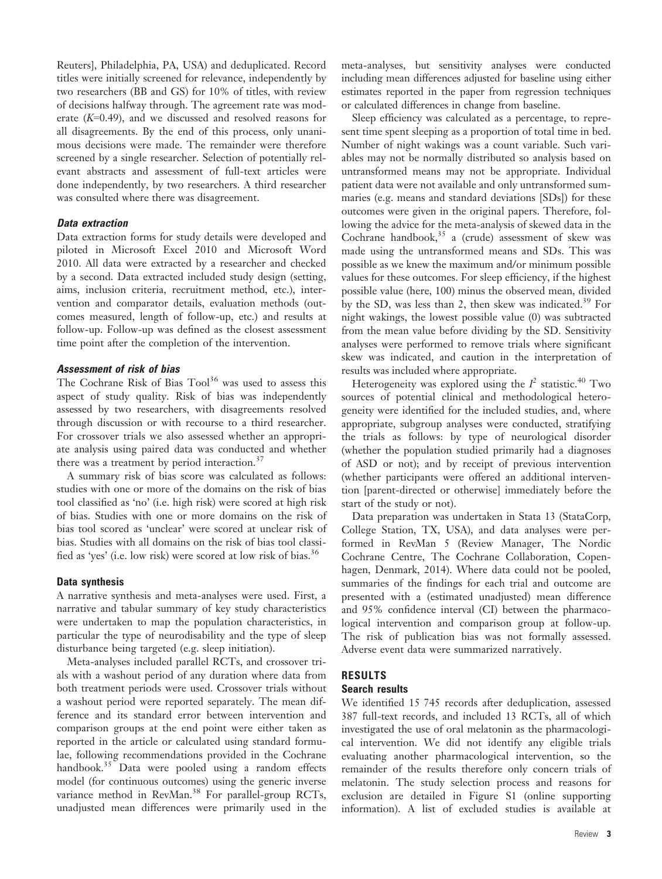Reuters], Philadelphia, PA, USA) and deduplicated. Record titles were initially screened for relevance, independently by two researchers (BB and GS) for 10% of titles, with review of decisions halfway through. The agreement rate was moderate ($K$=0.49), and we discussed and resolved reasons for all disagreements. By the end of this process, only unanimous decisions were made. The remainder were therefore screened by a single researcher. Selection of potentially relevant abstracts and assessment of full-text articles were done independently, by two researchers. A third researcher was consulted where there was disagreement.

### *Data extraction*

Data extraction forms for study details were developed and piloted in Microsoft Excel 2010 and Microsoft Word 2010. All data were extracted by a researcher and checked by a second. Data extracted included study design (setting, aims, inclusion criteria, recruitment method, etc.), intervention and comparator details, evaluation methods (outcomes measured, length of follow-up, etc.) and results at follow-up. Follow-up was defined as the closest assessment time point after the completion of the intervention.

### *Assessment of risk of bias*

The Cochrane Risk of Bias Tool[36] was used to assess this aspect of study quality. Risk of bias was independently assessed by two researchers, with disagreements resolved through discussion or with recourse to a third researcher. For crossover trials we also assessed whether an appropriate analysis using paired data was conducted and whether there was a treatment by period interaction.[37]

A summary risk of bias score was calculated as follows: studies with one or more of the domains on the risk of bias tool classified as 'no' (i.e. high risk) were scored at high risk of bias. Studies with one or more domains on the risk of bias tool scored as 'unclear' were scored at unclear risk of bias. Studies with all domains on the risk of bias tool classified as 'yes' (i.e. low risk) were scored at low risk of bias.[36]

### Data synthesis

A narrative synthesis and meta-analyses were used. First, a narrative and tabular summary of key study characteristics were undertaken to map the population characteristics, in particular the type of neurodisability and the type of sleep disturbance being targeted (e.g. sleep initiation).

Meta-analyses included parallel RCTs, and crossover trials with a washout period of any duration where data from both treatment periods were used. Crossover trials without a washout period were reported separately. The mean difference and its standard error between intervention and comparison groups at the end point were either taken as reported in the article or calculated using standard formulae, following recommendations provided in the Cochrane handbook.[35] Data were pooled using a random effects model (for continuous outcomes) using the generic inverse variance method in RevMan.[38] For parallel-group RCTs, unadjusted mean differences were primarily used in the meta-analyses, but sensitivity analyses were conducted including mean differences adjusted for baseline using either estimates reported in the paper from regression techniques or calculated differences in change from baseline.

Sleep efficiency was calculated as a percentage, to represent time spent sleeping as a proportion of total time in bed. Number of night wakings was a count variable. Such variables may not be normally distributed so analysis based on untransformed means may not be appropriate. Individual patient data were not available and only untransformed summaries (e.g. means and standard deviations [SDs]) for these outcomes were given in the original papers. Therefore, following the advice for the meta-analysis of skewed data in the Cochrane handbook,[35] a (crude) assessment of skew was made using the untransformed means and SDs. This was possible as we knew the maximum and/or minimum possible values for these outcomes. For sleep efficiency, if the highest possible value (here, 100) minus the observed mean, divided by the SD, was less than 2, then skew was indicated.[39] For night wakings, the lowest possible value (0) was subtracted from the mean value before dividing by the SD. Sensitivity analyses were performed to remove trials where significant skew was indicated, and caution in the interpretation of results was included where appropriate.

Heterogeneity was explored using the $I^2$ statistic.[40] Two sources of potential clinical and methodological heterogeneity were identified for the included studies, and, where appropriate, subgroup analyses were conducted, stratifying the trials as follows: by type of neurological disorder (whether the population studied primarily had a diagnoses of ASD or not); and by receipt of previous intervention (whether participants were offered an additional intervention [parent-directed or otherwise] immediately before the start of the study or not).

Data preparation was undertaken in Stata 13 (StataCorp, College Station, TX, USA), and data analyses were performed in RevMan 5 (Review Manager, The Nordic Cochrane Centre, The Cochrane Collaboration, Copenhagen, Denmark, 2014). Where data could not be pooled, summaries of the findings for each trial and outcome are presented with a (estimated unadjusted) mean difference and 95% confidence interval (CI) between the pharmacological intervention and comparison group at follow-up. The risk of publication bias was not formally assessed. Adverse event data were summarized narratively.

## RESULTS

### Search results

We identified 15 745 records after deduplication, assessed 387 full-text records, and included 13 RCTs, all of which investigated the use of oral melatonin as the pharmacological intervention. We did not identify any eligible trials evaluating another pharmacological intervention, so the remainder of the results therefore only concern trials of melatonin. The study selection process and reasons for exclusion are detailed in Figure S1 (online supporting information). A list of excluded studies is available at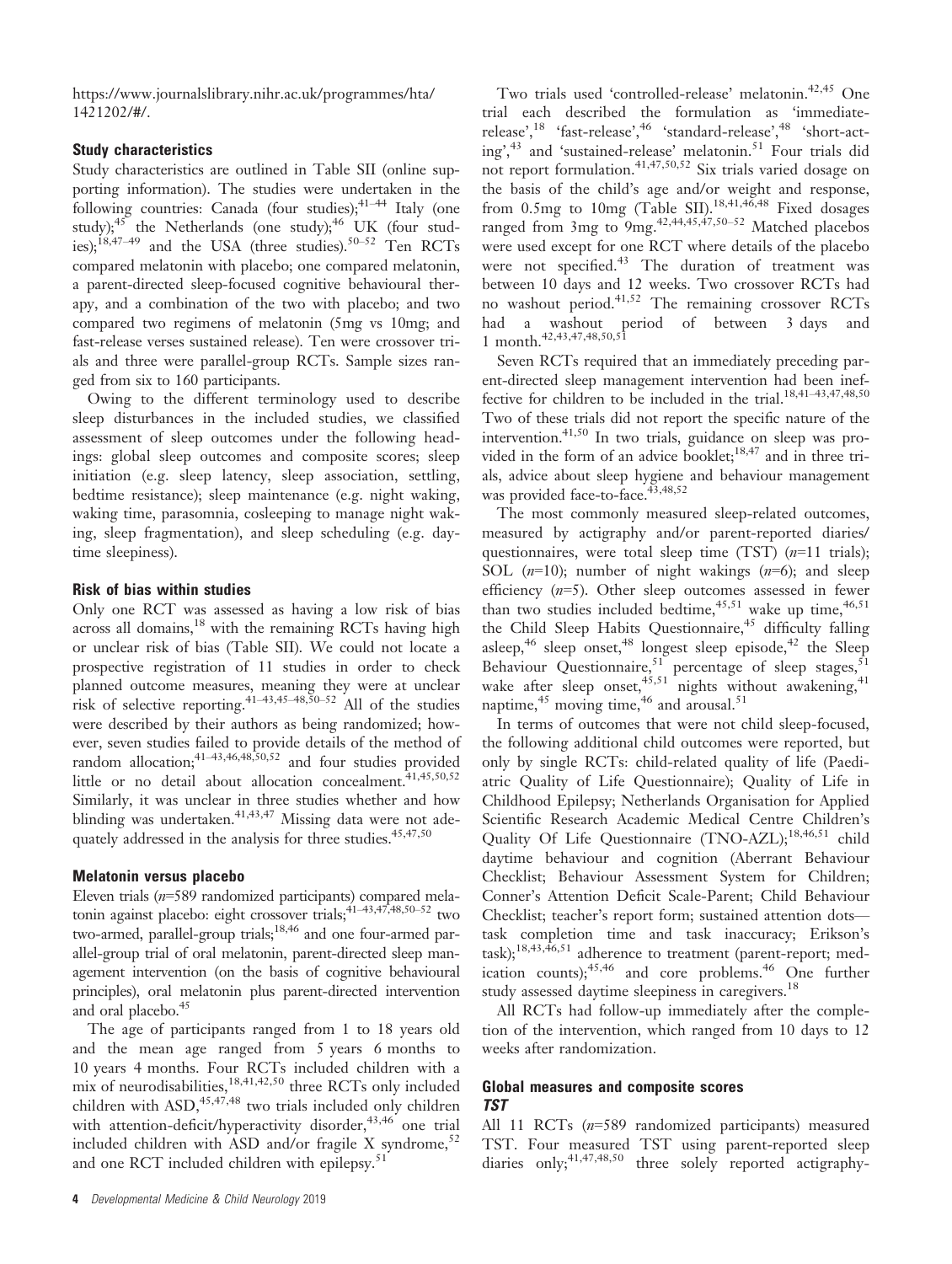https://www.journalslibrary.nihr.ac.uk/programmes/hta/1421202/#/.

### Study characteristics

Study characteristics are outlined in Table SII (online supporting information). The studies were undertaken in the following countries: Canada (four studies);[41–44] Italy (one study);[45] the Netherlands (one study);[46] UK (four studies);[18,47–49] and the USA (three studies).[50–52] Ten RCTs compared melatonin with placebo; one compared melatonin, a parent-directed sleep-focused cognitive behavioural therapy, and a combination of the two with placebo; and two compared two regimens of melatonin (5mg vs 10mg; and fast-release verses sustained release). Ten were crossover trials and three were parallel-group RCTs. Sample sizes ranged from six to 160 participants.

Owing to the different terminology used to describe sleep disturbances in the included studies, we classified assessment of sleep outcomes under the following headings: global sleep outcomes and composite scores; sleep initiation (e.g. sleep latency, sleep association, settling, bedtime resistance); sleep maintenance (e.g. night waking, waking time, parasomnia, cosleeping to manage night waking, sleep fragmentation), and sleep scheduling (e.g. daytime sleepiness).

### Risk of bias within studies

Only one RCT was assessed as having a low risk of bias across all domains,[18] with the remaining RCTs having high or unclear risk of bias (Table SII). We could not locate a prospective registration of 11 studies in order to check planned outcome measures, meaning they were at unclear risk of selective reporting.[41–43,45–48,50–52] All of the studies were described by their authors as being randomized; however, seven studies failed to provide details of the method of random allocation;[41–43,46,48,50,52] and four studies provided little or no detail about allocation concealment.[41,45,50,52] Similarly, it was unclear in three studies whether and how blinding was undertaken.[41,43,47] Missing data were not adequately addressed in the analysis for three studies.[45,47,50]

### Melatonin versus placebo

Eleven trials ($n$=589 randomized participants) compared melatonin against placebo: eight crossover trials;[41–43,47,48,50–52] two two-armed, parallel-group trials;[18,46] and one four-armed parallel-group trial of oral melatonin, parent-directed sleep management intervention (on the basis of cognitive behavioural principles), oral melatonin plus parent-directed intervention and oral placebo.[45]

The age of participants ranged from 1 to 18 years old and the mean age ranged from 5 years 6 months to 10 years 4 months. Four RCTs included children with a mix of neurodisabilities,[18,41,42,50] three RCTs only included children with ASD,[45,47,48] two trials included only children with attention-deficit/hyperactivity disorder,[43,46] one trial included children with ASD and/or fragile X syndrome,[52] and one RCT included children with epilepsy.[51]

Two trials used 'controlled-release' melatonin.[42,45] One trial each described the formulation as 'immediate-release',[18] 'fast-release',[46] 'standard-release',[48] 'short-acting',[43] and 'sustained-release' melatonin.[51] Four trials did not report formulation.[41,47,50,52] Six trials varied dosage on the basis of the child's age and/or weight and response, from 0.5mg to 10mg (Table SII).[18,41,46,48] Fixed dosages ranged from 3mg to 9mg.[42,44,45,47,50–52] Matched placebos were used except for one RCT where details of the placebo were not specified.[43] The duration of treatment was between 10 days and 12 weeks. Two crossover RCTs had no washout period.[41,52] The remaining crossover RCTs had a washout period of between 3 days and 1 month.[42,43,47,48,50,51]

Seven RCTs required that an immediately preceding parent-directed sleep management intervention had been ineffective for children to be included in the trial.[18,41–43,47,48,50] Two of these trials did not report the specific nature of the intervention.[41,50] In two trials, guidance on sleep was provided in the form of an advice booklet;[18,47] and in three trials, advice about sleep hygiene and behaviour management was provided face-to-face.[43,48,52]

The most commonly measured sleep-related outcomes, measured by actigraphy and/or parent-reported diaries/questionnaires, were total sleep time (TST) ($n$=11 trials); SOL ($n$=10); number of night wakings ($n$=6); and sleep efficiency ($n$=5). Other sleep outcomes assessed in fewer than two studies included bedtime,[45,51] wake up time,[46,51] the Child Sleep Habits Questionnaire,[45] difficulty falling asleep,[46] sleep onset,[48] longest sleep episode,[42] the Sleep Behaviour Questionnaire,[51] percentage of sleep stages,[51] wake after sleep onset,[45,51] nights without awakening,[41] naptime,[45] moving time,[46] and arousal.[51]

In terms of outcomes that were not child sleep-focused, the following additional child outcomes were reported, but only by single RCTs: child-related quality of life (Paediatric Quality of Life Questionnaire); Quality of Life in Childhood Epilepsy; Netherlands Organisation for Applied Scientific Research Academic Medical Centre Children's Quality Of Life Questionnaire (TNO-AZL);[18,46,51] child daytime behaviour and cognition (Aberrant Behaviour Checklist; Behaviour Assessment System for Children; Conner's Attention Deficit Scale-Parent; Child Behaviour Checklist; teacher's report form; sustained attention dots—task completion time and task inaccuracy; Erikson's task);[18,43,46,51] adherence to treatment (parent-report; medication counts);[45,46] and core problems.[46] One further study assessed daytime sleepiness in caregivers.[18]

All RCTs had follow-up immediately after the completion of the intervention, which ranged from 10 days to 12 weeks after randomization.

### Global measures and composite scores

#### TST

All 11 RCTs ($n$=589 randomized participants) measured TST. Four measured TST using parent-reported sleep diaries only;[41,47,48,50] three solely reported actigraphy-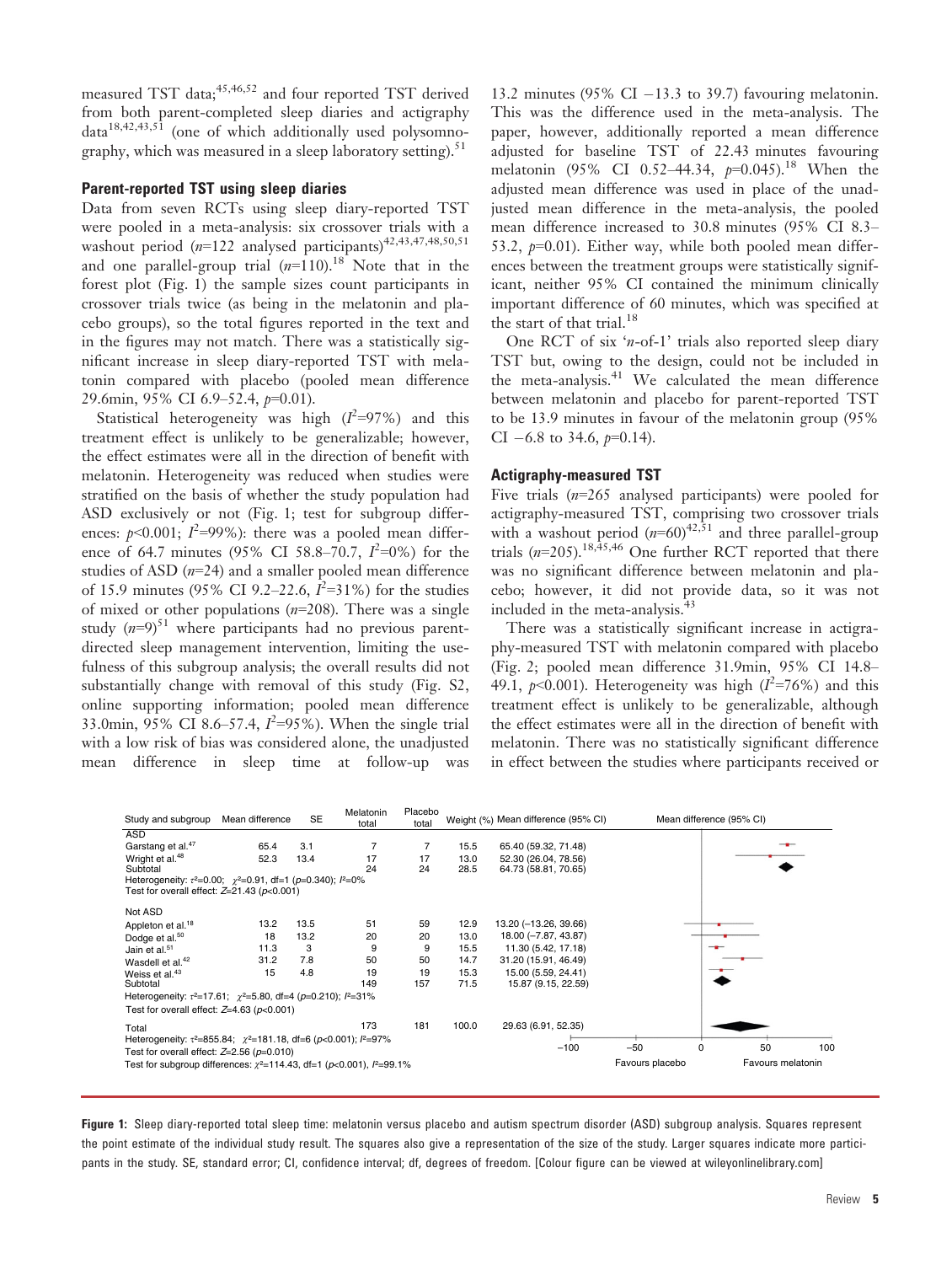measured TST data;[45,46,52] and four reported TST derived from both parent-completed sleep diaries and actigraphy data[18,42,43,51] (one of which additionally used polysomnography, which was measured in a sleep laboratory setting).[51]

### Parent-reported TST using sleep diaries

Data from seven RCTs using sleep diary-reported TST were pooled in a meta-analysis: six crossover trials with a washout period ($n$=122 analysed participants)[42,43,47,48,50,51] and one parallel-group trial ($n$=110).[18] Note that in the forest plot (Fig. 1) the sample sizes count participants in crossover trials twice (as being in the melatonin and placebo groups), so the total figures reported in the text and in the figures may not match. There was a statistically significant increase in sleep diary-reported TST with melatonin compared with placebo (pooled mean difference 29.6min, 95% CI 6.9–52.4, $p$=0.01).

Statistical heterogeneity was high ($I^2$=97%) and this treatment effect is unlikely to be generalizable; however, the effect estimates were all in the direction of benefit with melatonin. Heterogeneity was reduced when studies were stratified on the basis of whether the study population had ASD exclusively or not (Fig. 1; test for subgroup differences: $p$<0.001; $I^2$=99%): there was a pooled mean difference of 64.7 minutes (95% CI 58.8–70.7, $I^2$=0%) for the studies of ASD ($n$=24) and a smaller pooled mean difference of 15.9 minutes (95% CI 9.2–22.6, $I^2$=31%) for the studies of mixed or other populations ($n$=208). There was a single study ($n$=9)[51] where participants had no previous parent-directed sleep management intervention, limiting the usefulness of this subgroup analysis; the overall results did not substantially change with removal of this study (Fig. S2, online supporting information; pooled mean difference 33.0min, 95% CI 8.6–57.4, $I^2$=95%). When the single trial with a low risk of bias was considered alone, the unadjusted mean difference in sleep time at follow-up was 13.2 minutes (95% CI −13.3 to 39.7) favouring melatonin. This was the difference used in the meta-analysis. The paper, however, additionally reported a mean difference adjusted for baseline TST of 22.43 minutes favouring melatonin (95% CI 0.52–44.34, $p$=0.045).[18] When the adjusted mean difference was used in place of the unadjusted mean difference in the meta-analysis, the pooled mean difference increased to 30.8 minutes (95% CI 8.3–53.2, $p$=0.01). Either way, while both pooled mean differences between the treatment groups were statistically significant, neither 95% CI contained the minimum clinically important difference of 60 minutes, which was specified at the start of that trial.[18]

One RCT of six '$n$-of-1' trials also reported sleep diary TST but, owing to the design, could not be included in the meta-analysis.[41] We calculated the mean difference between melatonin and placebo for parent-reported TST to be 13.9 minutes in favour of the melatonin group (95% CI −6.8 to 34.6, $p$=0.14).

### Actigraphy-measured TST

Five trials ($n$=265 analysed participants) were pooled for actigraphy-measured TST, comprising two crossover trials with a washout period ($n$=60)[42,51] and three parallel-group trials ($n$=205).[18,45,46] One further RCT reported that there was no significant difference between melatonin and placebo; however, it did not provide data, so it was not included in the meta-analysis.[43]

There was a statistically significant increase in actigraphy-measured TST with melatonin compared with placebo (Fig. 2; pooled mean difference 31.9min, 95% CI 14.8–49.1, $p$<0.001). Heterogeneity was high ($I^2$=76%) and this treatment effect is unlikely to be generalizable, although the effect estimates were all in the direction of benefit with melatonin. There was no statistically significant difference in effect between the studies where participants received or

| Study and subgroup | Mean difference | SE | Melatonin total | Placebo total | Weight (%) | Mean difference (95% CI) |
|---|---|---|---|---|---|---|
| **ASD** | | | | | | |
| Garstang et al.[47] | 65.4 | 3.1 | 7 | 7 | 15.5 | 65.40 (59.32, 71.48) |
| Wright et al.[48] | 52.3 | 13.4 | 17 | 17 | 13.0 | 52.30 (26.04, 78.56) |
| Subtotal | | | 24 | 24 | 28.5 | 64.73 (58.81, 70.65) |
| Heterogeneity: $\tau^2$=0.00; $\chi^2$=0.91, df=1 ($p$=0.340); $I^2$=0% | | | | | | |
| Test for overall effect: $Z$=21.43 ($p$<0.001) | | | | | | |
| **Not ASD** | | | | | | |
| Appleton et al.[18] | 13.2 | 13.5 | 51 | 59 | 12.9 | 13.20 (−13.26, 39.66) |
| Dodge et al.[50] | 18 | 13.2 | 20 | 20 | 13.0 | 18.00 (−7.87, 43.87) |
| Jain et al.[51] | 11.3 | 3 | 9 | 9 | 15.5 | 11.30 (5.42, 17.18) |
| Wasdell et al.[42] | 31.2 | 7.8 | 50 | 50 | 14.7 | 31.20 (15.91, 46.49) |
| Weiss et al.[43] | 15 | 4.8 | 19 | 19 | 15.3 | 15.00 (5.59, 24.41) |
| Subtotal | | | 149 | 157 | 71.5 | 15.87 (9.15, 22.59) |
| Heterogeneity: $\tau^2$=17.61; $\chi^2$=5.80, df=4 ($p$=0.210); $I^2$=31% | | | | | | |
| Test for overall effect: $Z$=4.63 ($p$<0.001) | | | | | | |
| Total | | | 173 | 181 | 100.0 | 29.63 (6.91, 52.35) |
| Heterogeneity: $\tau^2$=855.84; $\chi^2$=181.18, df=6 ($p$<0.001); $I^2$=97% | | | | | | |
| Test for overall effect: $Z$=2.56 ($p$=0.010) | | | | | | |
| Test for subgroup differences: $\chi^2$=114.43, df=1 ($p$<0.001), $I^2$=99.1% | | | | | | |

Mean difference (95% CI): −100, −50, 0, 50, 100. Favours placebo / Favours melatonin

**Figure 1:** Sleep diary-reported total sleep time: melatonin versus placebo and autism spectrum disorder (ASD) subgroup analysis. Squares represent the point estimate of the individual study result. The squares also give a representation of the size of the study. Larger squares indicate more participants in the study. SE, standard error; CI, confidence interval; df, degrees of freedom. [Colour figure can be viewed at wileyonlinelibrary.com]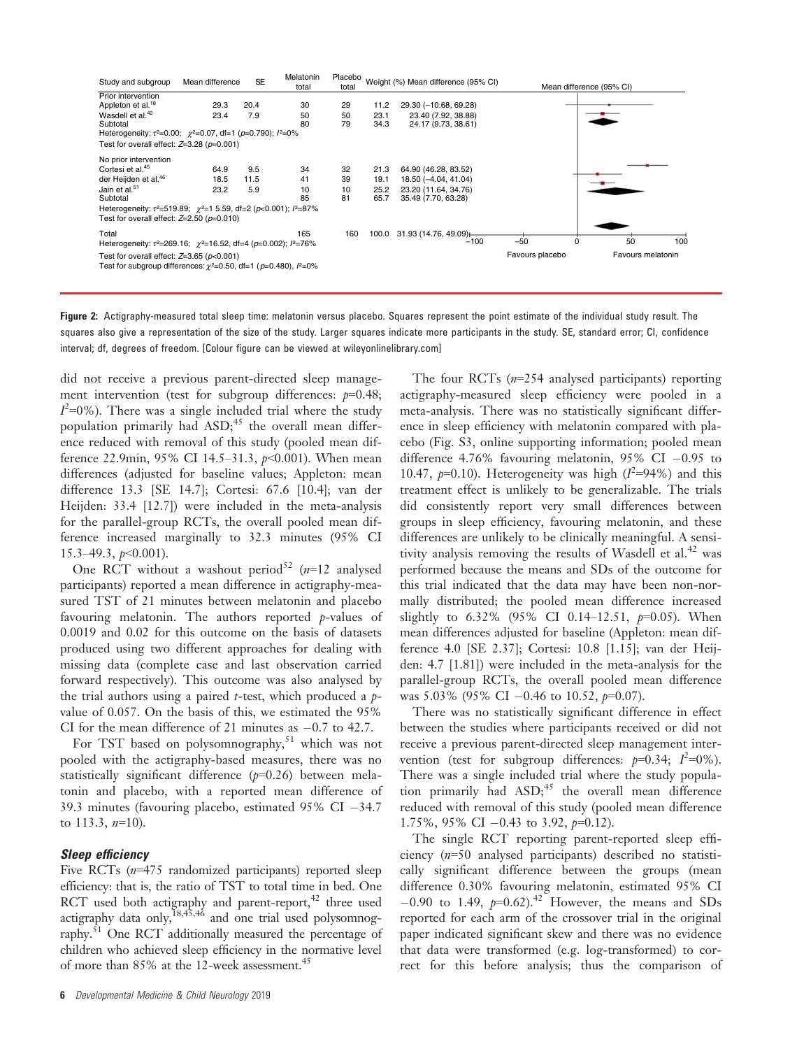| Study and subgroup | Mean difference | SE | Melatonin total | Placebo total | Weight (%) | Mean difference (95% CI) |
|---|---|---|---|---|---|---|
| Prior intervention | | | | | | |
| Appleton et al.[18] | 29.3 | 20.4 | 30 | 29 | 11.2 | 29.30 (−10.68, 69.28) |
| Wasdell et al.[42] | 23.4 | 7.9 | 50 | 50 | 23.1 | 23.40 (7.92, 38.88) |
| Subtotal | | | 80 | 79 | 34.3 | 24.17 (9.73, 38.61) |
| Heterogeneity: $\tau^2$=0.00; $\chi^2$=0.07, df=1 ($p$=0.790); $I^2$=0% | | | | | | |
| Test for overall effect: $Z$=3.28 ($p$=0.001) | | | | | | |
| No prior intervention | | | | | | |
| Cortesi et al.[45] | 64.9 | 9.5 | 34 | 32 | 21.3 | 64.90 (46.28, 83.52) |
| der Heijden et al.[46] | 18.5 | 11.5 | 41 | 39 | 19.1 | 18.50 (−4.04, 41.04) |
| Jain et al.[51] | 23.2 | 5.9 | 10 | 10 | 25.2 | 23.20 (11.64, 34.76) |
| Subtotal | | | 85 | 81 | 65.7 | 35.49 (7.70, 63.28) |
| Heterogeneity: $\tau^2$=519.89; $\chi^2$=1 5.59, df=2 ($p$<0.001); $I^2$=87% | | | | | | |
| Test for overall effect: $Z$=2.50 ($p$=0.010) | | | | | | |
| Total | | | 165 | 160 | 100.0 | 31.93 (14.76, 49.09) |
| Heterogeneity: $\tau^2$=269.16; $\chi^2$=16.52, df=4 ($p$=0.002); $I^2$=76% | | | | | | |
| Test for overall effect: $Z$=3.65 ($p$<0.001) | | | | | | |
| Test for subgroup differences: $\chi^2$=0.50, df=1 ($p$=0.480), $I^2$=0% | | | | | | |

Mean difference (95% CI): −100, −50, 0, 50, 100. Favours placebo / Favours melatonin

**Figure 2:** Actigraphy-measured total sleep time: melatonin versus placebo. Squares represent the point estimate of the individual study result. The squares also give a representation of the size of the study. Larger squares indicate more participants in the study. SE, standard error; CI, confidence interval; df, degrees of freedom. [Colour figure can be viewed at wileyonlinelibrary.com]

did not receive a previous parent-directed sleep management intervention (test for subgroup differences: $p$=0.48; $I^2$=0%). There was a single included trial where the study population primarily had ASD;[45] the overall mean difference reduced with removal of this study (pooled mean difference 22.9min, 95% CI 14.5–31.3, $p$<0.001). When mean differences (adjusted for baseline values; Appleton: mean difference 13.3 [SE 14.7]; Cortesi: 67.6 [10.4]; van der Heijden: 33.4 [12.7]) were included in the meta-analysis for the parallel-group RCTs, the overall pooled mean difference increased marginally to 32.3 minutes (95% CI 15.3–49.3, $p$<0.001).

One RCT without a washout period[52] ($n$=12 analysed participants) reported a mean difference in actigraphy-measured TST of 21 minutes between melatonin and placebo favouring melatonin. The authors reported $p$-values of 0.0019 and 0.02 for this outcome on the basis of datasets produced using two different approaches for dealing with missing data (complete case and last observation carried forward respectively). This outcome was also analysed by the trial authors using a paired $t$-test, which produced a $p$-value of 0.057. On the basis of this, we estimated the 95% CI for the mean difference of 21 minutes as −0.7 to 42.7.

For TST based on polysomnography,[51] which was not pooled with the actigraphy-based measures, there was no statistically significant difference ($p$=0.26) between melatonin and placebo, with a reported mean difference of 39.3 minutes (favouring placebo, estimated 95% CI −34.7 to 113.3, $n$=10).

### *Sleep efficiency*

Five RCTs ($n$=475 randomized participants) reported sleep efficiency: that is, the ratio of TST to total time in bed. One RCT used both actigraphy and parent-report,[42] three used actigraphy data only,[18,45,46] and one trial used polysomnography.[51] One RCT additionally measured the percentage of children who achieved sleep efficiency in the normative level of more than 85% at the 12-week assessment.[45]

The four RCTs ($n$=254 analysed participants) reporting actigraphy-measured sleep efficiency were pooled in a meta-analysis. There was no statistically significant difference in sleep efficiency with melatonin compared with placebo (Fig. S3, online supporting information; pooled mean difference 4.76% favouring melatonin, 95% CI −0.95 to 10.47, $p$=0.10). Heterogeneity was high ($I^2$=94%) and this treatment effect is unlikely to be generalizable. The trials did consistently report very small differences between groups in sleep efficiency, favouring melatonin, and these differences are unlikely to be clinically meaningful. A sensitivity analysis removing the results of Wasdell et al.[42] was performed because the means and SDs of the outcome for this trial indicated that the data may have been non-normally distributed; the pooled mean difference increased slightly to 6.32% (95% CI 0.14–12.51, $p$=0.05). When mean differences adjusted for baseline (Appleton: mean difference 4.0 [SE 2.37]; Cortesi: 10.8 [1.15]; van der Heijden: 4.7 [1.81]) were included in the meta-analysis for the parallel-group RCTs, the overall pooled mean difference was 5.03% (95% CI −0.46 to 10.52, $p$=0.07).

There was no statistically significant difference in effect between the studies where participants received or did not receive a previous parent-directed sleep management intervention (test for subgroup differences: $p$=0.34; $I^2$=0%). There was a single included trial where the study population primarily had ASD;[45] the overall mean difference reduced with removal of this study (pooled mean difference 1.75%, 95% CI −0.43 to 3.92, $p$=0.12).

The single RCT reporting parent-reported sleep efficiency ($n$=50 analysed participants) described no statistically significant difference between the groups (mean difference 0.30% favouring melatonin, estimated 95% CI −0.90 to 1.49, $p$=0.62).[42] However, the means and SDs reported for each arm of the crossover trial in the original paper indicated significant skew and there was no evidence that data were transformed (e.g. log-transformed) to correct for this before analysis; thus the comparison of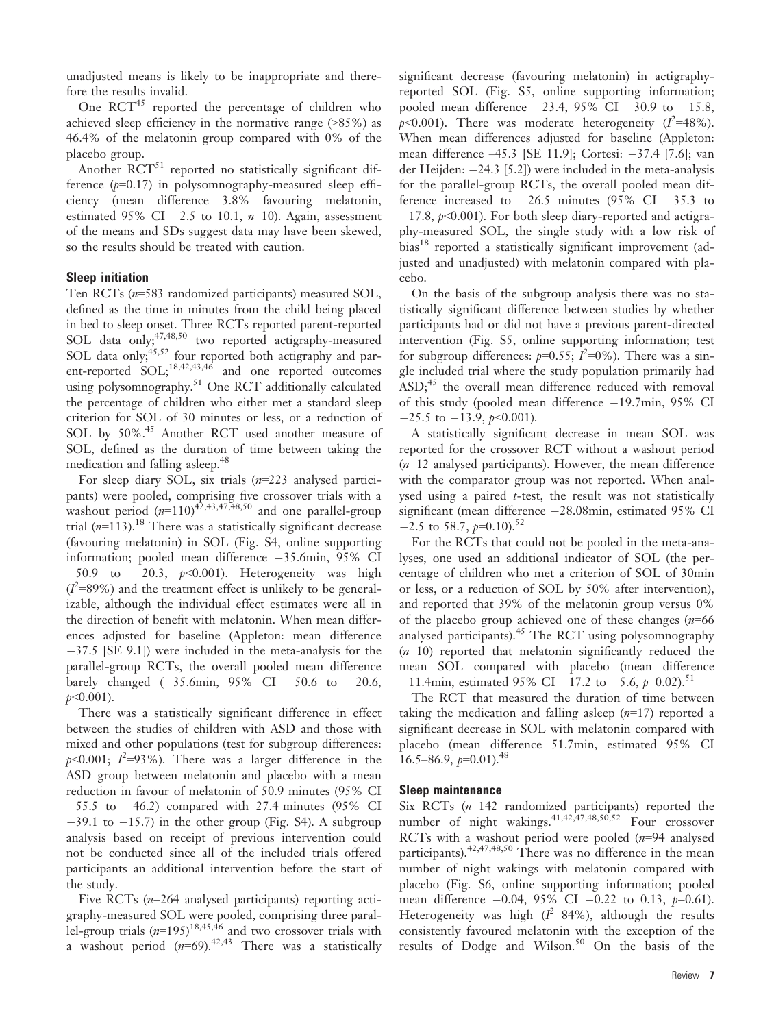unadjusted means is likely to be inappropriate and therefore the results invalid.

One RCT[45] reported the percentage of children who achieved sleep efficiency in the normative range (>85%) as 46.4% of the melatonin group compared with 0% of the placebo group.

Another RCT[51] reported no statistically significant difference ($p$=0.17) in polysomnography-measured sleep efficiency (mean difference 3.8% favouring melatonin, estimated 95% CI −2.5 to 10.1, $n$=10). Again, assessment of the means and SDs suggest data may have been skewed, so the results should be treated with caution.

### Sleep initiation

Ten RCTs ($n$=583 randomized participants) measured SOL, defined as the time in minutes from the child being placed in bed to sleep onset. Three RCTs reported parent-reported SOL data only;[47,48,50] two reported actigraphy-measured SOL data only;[45,52] four reported both actigraphy and parent-reported SOL;[18,42,43,46] and one reported outcomes using polysomnography.[51] One RCT additionally calculated the percentage of children who either met a standard sleep criterion for SOL of 30 minutes or less, or a reduction of SOL by 50%.[45] Another RCT used another measure of SOL, defined as the duration of time between taking the medication and falling asleep.[48]

For sleep diary SOL, six trials ($n$=223 analysed participants) were pooled, comprising five crossover trials with a washout period ($n$=110)[42,43,47,48,50] and one parallel-group trial ($n$=113).[18] There was a statistically significant decrease (favouring melatonin) in SOL (Fig. S4, online supporting information; pooled mean difference −35.6min, 95% CI −50.9 to −20.3, $p$<0.001). Heterogeneity was high ($I^2$=89%) and the treatment effect is unlikely to be generalizable, although the individual effect estimates were all in the direction of benefit with melatonin. When mean differences adjusted for baseline (Appleton: mean difference −37.5 [SE 9.1]) were included in the meta-analysis for the parallel-group RCTs, the overall pooled mean difference barely changed (−35.6min, 95% CI −50.6 to −20.6, $p$<0.001).

There was a statistically significant difference in effect between the studies of children with ASD and those with mixed and other populations (test for subgroup differences: $p$<0.001; $I^2$=93%). There was a larger difference in the ASD group between melatonin and placebo with a mean reduction in favour of melatonin of 50.9 minutes (95% CI −55.5 to −46.2) compared with 27.4 minutes (95% CI −39.1 to −15.7) in the other group (Fig. S4). A subgroup analysis based on receipt of previous intervention could not be conducted since all of the included trials offered participants an additional intervention before the start of the study.

Five RCTs ($n$=264 analysed participants) reporting actigraphy-measured SOL were pooled, comprising three parallel-group trials ($n$=195)[18,45,46] and two crossover trials with a washout period ($n$=69).[42,43] There was a statistically significant decrease (favouring melatonin) in actigraphy-reported SOL (Fig. S5, online supporting information; pooled mean difference −23.4, 95% CI −30.9 to −15.8, $p$<0.001). There was moderate heterogeneity ($I^2$=48%). When mean differences adjusted for baseline (Appleton: mean difference –45.3 [SE 11.9]; Cortesi: −37.4 [7.6]; van der Heijden: −24.3 [5.2]) were included in the meta-analysis for the parallel-group RCTs, the overall pooled mean difference increased to −26.5 minutes (95% CI −35.3 to −17.8, $p$<0.001). For both sleep diary-reported and actigraphy-measured SOL, the single study with a low risk of bias[18] reported a statistically significant improvement (adjusted and unadjusted) with melatonin compared with placebo.

On the basis of the subgroup analysis there was no statistically significant difference between studies by whether participants had or did not have a previous parent-directed intervention (Fig. S5, online supporting information; test for subgroup differences: $p$=0.55; $I^2$=0%). There was a single included trial where the study population primarily had ASD;[45] the overall mean difference reduced with removal of this study (pooled mean difference −19.7min, 95% CI −25.5 to −13.9, $p$<0.001).

A statistically significant decrease in mean SOL was reported for the crossover RCT without a washout period ($n$=12 analysed participants). However, the mean difference with the comparator group was not reported. When analysed using a paired $t$-test, the result was not statistically significant (mean difference −28.08min, estimated 95% CI −2.5 to 58.7, $p$=0.10).[52]

For the RCTs that could not be pooled in the meta-analyses, one used an additional indicator of SOL (the percentage of children who met a criterion of SOL of 30min or less, or a reduction of SOL by 50% after intervention), and reported that 39% of the melatonin group versus 0% of the placebo group achieved one of these changes ($n$=66 analysed participants).[45] The RCT using polysomnography ($n$=10) reported that melatonin significantly reduced the mean SOL compared with placebo (mean difference −11.4min, estimated 95% CI −17.2 to −5.6, $p$=0.02).[51]

The RCT that measured the duration of time between taking the medication and falling asleep ($n$=17) reported a significant decrease in SOL with melatonin compared with placebo (mean difference 51.7min, estimated 95% CI 16.5–86.9, $p$=0.01).[48]

### Sleep maintenance

Six RCTs ($n$=142 randomized participants) reported the number of night wakings.[41,42,47,48,50,52] Four crossover RCTs with a washout period were pooled ($n$=94 analysed participants).[42,47,48,50] There was no difference in the mean number of night wakings with melatonin compared with placebo (Fig. S6, online supporting information; pooled mean difference −0.04, 95% CI −0.22 to 0.13, $p$=0.61). Heterogeneity was high ($I^2$=84%), although the results consistently favoured melatonin with the exception of the results of Dodge and Wilson.[50] On the basis of the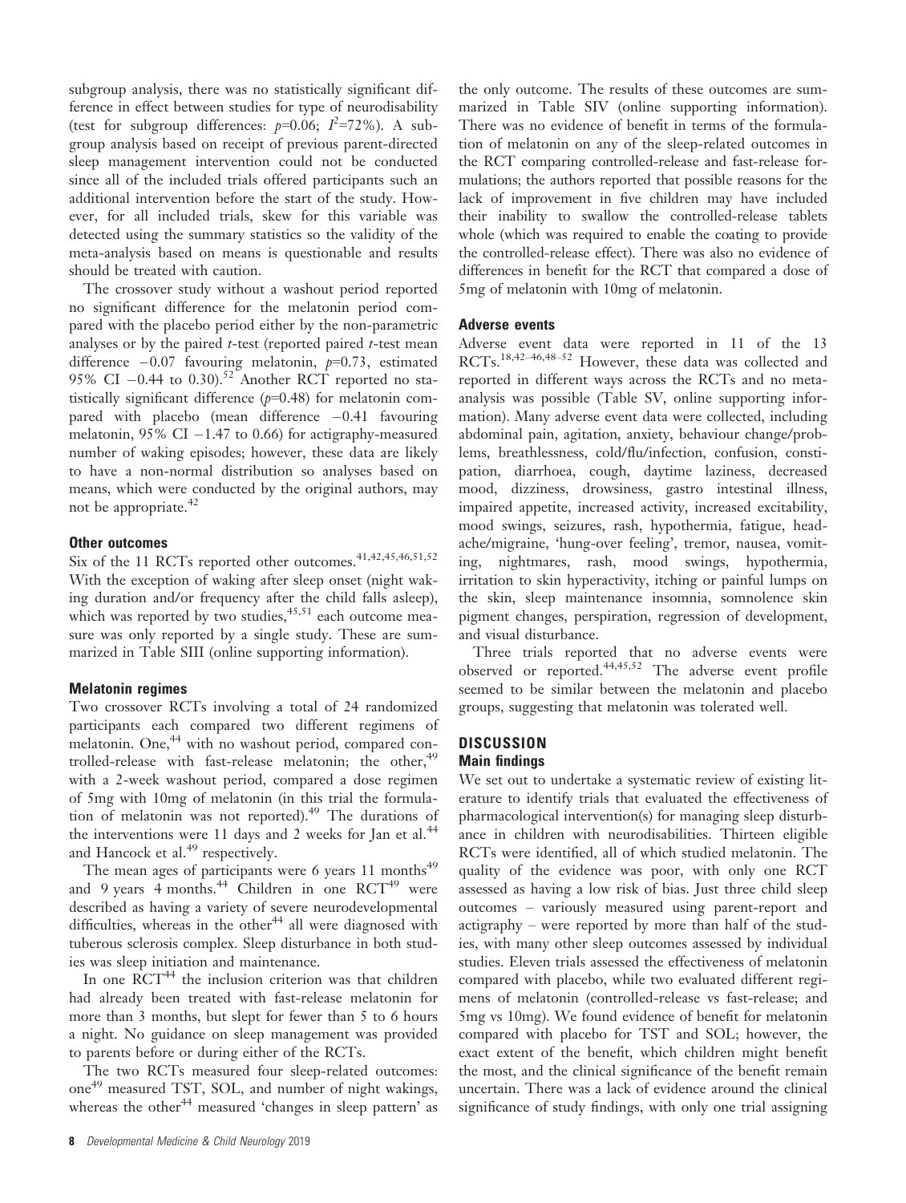subgroup analysis, there was no statistically significant difference in effect between studies for type of neurodisability (test for subgroup differences: $p=0.06$; $I^2=72\%$). A subgroup analysis based on receipt of previous parent-directed sleep management intervention could not be conducted since all of the included trials offered participants such an additional intervention before the start of the study. However, for all included trials, skew for this variable was detected using the summary statistics so the validity of the meta-analysis based on means is questionable and results should be treated with caution.

The crossover study without a washout period reported no significant difference for the melatonin period compared with the placebo period either by the non-parametric analyses or by the paired *t*-test (reported paired *t*-test mean difference −0.07 favouring melatonin, $p=0.73$, estimated 95% CI −0.44 to 0.30).[52] Another RCT reported no statistically significant difference ($p=0.48$) for melatonin compared with placebo (mean difference −0.41 favouring melatonin, 95% CI −1.47 to 0.66) for actigraphy-measured number of waking episodes; however, these data are likely to have a non-normal distribution so analyses based on means, which were conducted by the original authors, may not be appropriate.[42]

### Other outcomes

Six of the 11 RCTs reported other outcomes.[41,42,45,46,51,52] With the exception of waking after sleep onset (night waking duration and/or frequency after the child falls asleep), which was reported by two studies,[45,51] each outcome measure was only reported by a single study. These are summarized in Table SIII (online supporting information).

### Melatonin regimes

Two crossover RCTs involving a total of 24 randomized participants each compared two different regimens of melatonin. One,[44] with no washout period, compared controlled-release with fast-release melatonin; the other,[49] with a 2-week washout period, compared a dose regimen of 5mg with 10mg of melatonin (in this trial the formulation of melatonin was not reported).[49] The durations of the interventions were 11 days and 2 weeks for Jan et al.[44] and Hancock et al.[49] respectively.

The mean ages of participants were 6 years 11 months[49] and 9 years 4 months.[44] Children in one RCT[49] were described as having a variety of severe neurodevelopmental difficulties, whereas in the other[44] all were diagnosed with tuberous sclerosis complex. Sleep disturbance in both studies was sleep initiation and maintenance.

In one RCT[44] the inclusion criterion was that children had already been treated with fast-release melatonin for more than 3 months, but slept for fewer than 5 to 6 hours a night. No guidance on sleep management was provided to parents before or during either of the RCTs.

The two RCTs measured four sleep-related outcomes: one[49] measured TST, SOL, and number of night wakings, whereas the other[44] measured 'changes in sleep pattern' as the only outcome. The results of these outcomes are summarized in Table SIV (online supporting information). There was no evidence of benefit in terms of the formulation of melatonin on any of the sleep-related outcomes in the RCT comparing controlled-release and fast-release formulations; the authors reported that possible reasons for the lack of improvement in five children may have included their inability to swallow the controlled-release tablets whole (which was required to enable the coating to provide the controlled-release effect). There was also no evidence of differences in benefit for the RCT that compared a dose of 5mg of melatonin with 10mg of melatonin.

### Adverse events

Adverse event data were reported in 11 of the 13 RCTs.[18,42–46,48–52] However, these data was collected and reported in different ways across the RCTs and no meta-analysis was possible (Table SV, online supporting information). Many adverse event data were collected, including abdominal pain, agitation, anxiety, behaviour change/problems, breathlessness, cold/flu/infection, confusion, constipation, diarrhoea, cough, daytime laziness, decreased mood, dizziness, drowsiness, gastro intestinal illness, impaired appetite, increased activity, increased excitability, mood swings, seizures, rash, hypothermia, fatigue, headache/migraine, 'hung-over feeling', tremor, nausea, vomiting, nightmares, rash, mood swings, hypothermia, irritation to skin hyperactivity, itching or painful lumps on the skin, sleep maintenance insomnia, somnolence skin pigment changes, perspiration, regression of development, and visual disturbance.

Three trials reported that no adverse events were observed or reported.[44,45,52] The adverse event profile seemed to be similar between the melatonin and placebo groups, suggesting that melatonin was tolerated well.

## DISCUSSION

### Main findings

We set out to undertake a systematic review of existing literature to identify trials that evaluated the effectiveness of pharmacological intervention(s) for managing sleep disturbance in children with neurodisabilities. Thirteen eligible RCTs were identified, all of which studied melatonin. The quality of the evidence was poor, with only one RCT assessed as having a low risk of bias. Just three child sleep outcomes – variously measured using parent-report and actigraphy – were reported by more than half of the studies, with many other sleep outcomes assessed by individual studies. Eleven trials assessed the effectiveness of melatonin compared with placebo, while two evaluated different regimens of melatonin (controlled-release vs fast-release; and 5mg vs 10mg). We found evidence of benefit for melatonin compared with placebo for TST and SOL; however, the exact extent of the benefit, which children might benefit the most, and the clinical significance of the benefit remain uncertain. There was a lack of evidence around the clinical significance of study findings, with only one trial assigning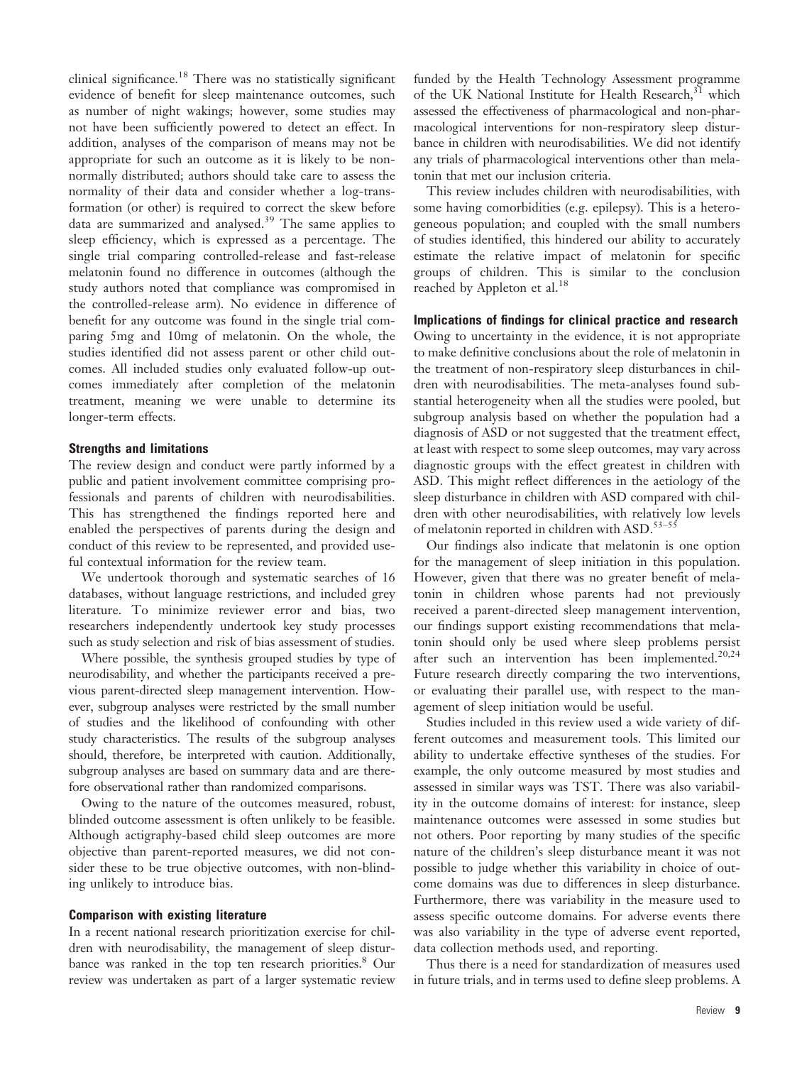clinical significance.[18] There was no statistically significant evidence of benefit for sleep maintenance outcomes, such as number of night wakings; however, some studies may not have been sufficiently powered to detect an effect. In addition, analyses of the comparison of means may not be appropriate for such an outcome as it is likely to be non-normally distributed; authors should take care to assess the normality of their data and consider whether a log-transformation (or other) is required to correct the skew before data are summarized and analysed.[39] The same applies to sleep efficiency, which is expressed as a percentage. The single trial comparing controlled-release and fast-release melatonin found no difference in outcomes (although the study authors noted that compliance was compromised in the controlled-release arm). No evidence in difference of benefit for any outcome was found in the single trial comparing 5mg and 10mg of melatonin. On the whole, the studies identified did not assess parent or other child outcomes. All included studies only evaluated follow-up outcomes immediately after completion of the melatonin treatment, meaning we were unable to determine its longer-term effects.

### Strengths and limitations

The review design and conduct were partly informed by a public and patient involvement committee comprising professionals and parents of children with neurodisabilities. This has strengthened the findings reported here and enabled the perspectives of parents during the design and conduct of this review to be represented, and provided useful contextual information for the review team.

We undertook thorough and systematic searches of 16 databases, without language restrictions, and included grey literature. To minimize reviewer error and bias, two researchers independently undertook key study processes such as study selection and risk of bias assessment of studies.

Where possible, the synthesis grouped studies by type of neurodisability, and whether the participants received a previous parent-directed sleep management intervention. However, subgroup analyses were restricted by the small number of studies and the likelihood of confounding with other study characteristics. The results of the subgroup analyses should, therefore, be interpreted with caution. Additionally, subgroup analyses are based on summary data and are therefore observational rather than randomized comparisons.

Owing to the nature of the outcomes measured, robust, blinded outcome assessment is often unlikely to be feasible. Although actigraphy-based child sleep outcomes are more objective than parent-reported measures, we did not consider these to be true objective outcomes, with non-blinding unlikely to introduce bias.

### Comparison with existing literature

In a recent national research prioritization exercise for children with neurodisability, the management of sleep disturbance was ranked in the top ten research priorities.[8] Our review was undertaken as part of a larger systematic review funded by the Health Technology Assessment programme of the UK National Institute for Health Research,[31] which assessed the effectiveness of pharmacological and non-pharmacological interventions for non-respiratory sleep disturbance in children with neurodisabilities. We did not identify any trials of pharmacological interventions other than melatonin that met our inclusion criteria.

This review includes children with neurodisabilities, with some having comorbidities (e.g. epilepsy). This is a heterogeneous population; and coupled with the small numbers of studies identified, this hindered our ability to accurately estimate the relative impact of melatonin for specific groups of children. This is similar to the conclusion reached by Appleton et al.[18]

### Implications of findings for clinical practice and research

Owing to uncertainty in the evidence, it is not appropriate to make definitive conclusions about the role of melatonin in the treatment of non-respiratory sleep disturbances in children with neurodisabilities. The meta-analyses found substantial heterogeneity when all the studies were pooled, but subgroup analysis based on whether the population had a diagnosis of ASD or not suggested that the treatment effect, at least with respect to some sleep outcomes, may vary across diagnostic groups with the effect greatest in children with ASD. This might reflect differences in the aetiology of the sleep disturbance in children with ASD compared with children with other neurodisabilities, with relatively low levels of melatonin reported in children with ASD.[53–55]

Our findings also indicate that melatonin is one option for the management of sleep initiation in this population. However, given that there was no greater benefit of melatonin in children whose parents had not previously received a parent-directed sleep management intervention, our findings support existing recommendations that melatonin should only be used where sleep problems persist after such an intervention has been implemented.[20,24] Future research directly comparing the two interventions, or evaluating their parallel use, with respect to the management of sleep initiation would be useful.

Studies included in this review used a wide variety of different outcomes and measurement tools. This limited our ability to undertake effective syntheses of the studies. For example, the only outcome measured by most studies and assessed in similar ways was TST. There was also variability in the outcome domains of interest: for instance, sleep maintenance outcomes were assessed in some studies but not others. Poor reporting by many studies of the specific nature of the children's sleep disturbance meant it was not possible to judge whether this variability in choice of outcome domains was due to differences in sleep disturbance. Furthermore, there was variability in the measure used to assess specific outcome domains. For adverse events there was also variability in the type of adverse event reported, data collection methods used, and reporting.

Thus there is a need for standardization of measures used in future trials, and in terms used to define sleep problems. A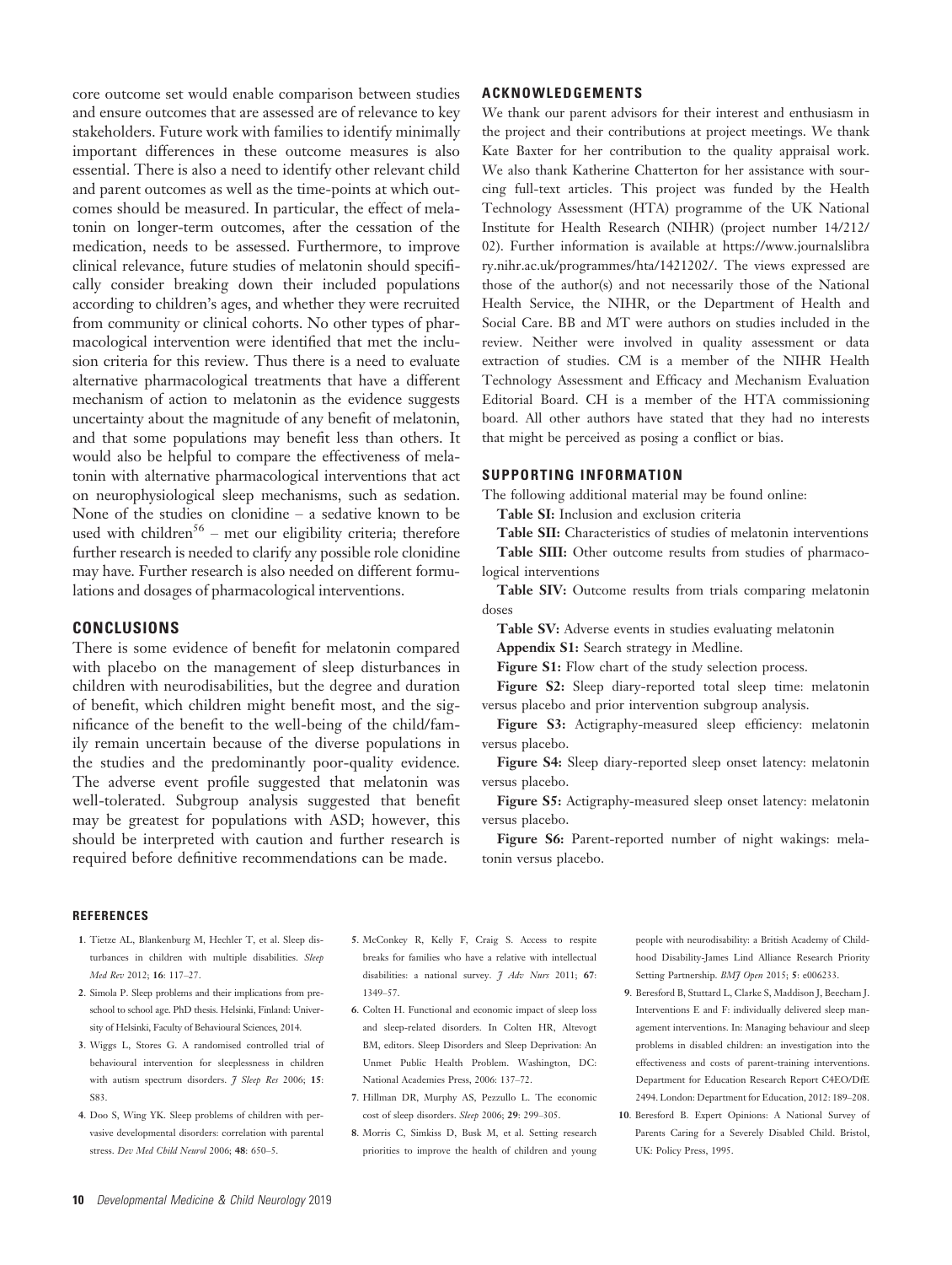core outcome set would enable comparison between studies and ensure outcomes that are assessed are of relevance to key stakeholders. Future work with families to identify minimally important differences in these outcome measures is also essential. There is also a need to identify other relevant child and parent outcomes as well as the time-points at which outcomes should be measured. In particular, the effect of melatonin on longer-term outcomes, after the cessation of the medication, needs to be assessed. Furthermore, to improve clinical relevance, future studies of melatonin should specifically consider breaking down their included populations according to children's ages, and whether they were recruited from community or clinical cohorts. No other types of pharmacological intervention were identified that met the inclusion criteria for this review. Thus there is a need to evaluate alternative pharmacological treatments that have a different mechanism of action to melatonin as the evidence suggests uncertainty about the magnitude of any benefit of melatonin, and that some populations may benefit less than others. It would also be helpful to compare the effectiveness of melatonin with alternative pharmacological interventions that act on neurophysiological sleep mechanisms, such as sedation. None of the studies on clonidine – a sedative known to be used with children[56] – met our eligibility criteria; therefore further research is needed to clarify any possible role clonidine may have. Further research is also needed on different formulations and dosages of pharmacological interventions.

## CONCLUSIONS

There is some evidence of benefit for melatonin compared with placebo on the management of sleep disturbances in children with neurodisabilities, but the degree and duration of benefit, which children might benefit most, and the significance of the benefit to the well-being of the child/family remain uncertain because of the diverse populations in the studies and the predominantly poor-quality evidence. The adverse event profile suggested that melatonin was well-tolerated. Subgroup analysis suggested that benefit may be greatest for populations with ASD; however, this should be interpreted with caution and further research is required before definitive recommendations can be made.

## ACKNOWLEDGEMENTS

We thank our parent advisors for their interest and enthusiasm in the project and their contributions at project meetings. We thank Kate Baxter for her contribution to the quality appraisal work. We also thank Katherine Chatterton for her assistance with sourcing full-text articles. This project was funded by the Health Technology Assessment (HTA) programme of the UK National Institute for Health Research (NIHR) (project number 14/212/02). Further information is available at https://www.journalslibrary.nihr.ac.uk/programmes/hta/1421202/. The views expressed are those of the author(s) and not necessarily those of the National Health Service, the NIHR, or the Department of Health and Social Care. BB and MT were authors on studies included in the review. Neither were involved in quality assessment or data extraction of studies. CM is a member of the NIHR Health Technology Assessment and Efficacy and Mechanism Evaluation Editorial Board. CH is a member of the HTA commissioning board. All other authors have stated that they had no interests that might be perceived as posing a conflict or bias.

## SUPPORTING INFORMATION

The following additional material may be found online:

**Table SI:** Inclusion and exclusion criteria

**Table SII:** Characteristics of studies of melatonin interventions

**Table SIII:** Other outcome results from studies of pharmacological interventions

**Table SIV:** Outcome results from trials comparing melatonin doses

**Table SV:** Adverse events in studies evaluating melatonin

**Appendix S1:** Search strategy in Medline.

**Figure S1:** Flow chart of the study selection process.

**Figure S2:** Sleep diary-reported total sleep time: melatonin versus placebo and prior intervention subgroup analysis.

**Figure S3:** Actigraphy-measured sleep efficiency: melatonin versus placebo.

**Figure S4:** Sleep diary-reported sleep onset latency: melatonin versus placebo.

**Figure S5:** Actigraphy-measured sleep onset latency: melatonin versus placebo.

**Figure S6:** Parent-reported number of night wakings: melatonin versus placebo.

## REFERENCES

1. Tietze AL, Blankenburg M, Hechler T, et al. Sleep disturbances in children with multiple disabilities. *Sleep Med Rev* 2012; **16**: 117–27.
2. Simola P. Sleep problems and their implications from preschool to school age. PhD thesis. Helsinki, Finland: University of Helsinki, Faculty of Behavioural Sciences, 2014.
3. Wiggs L, Stores G. A randomised controlled trial of behavioural intervention for sleeplessness in children with autism spectrum disorders. *J Sleep Res* 2006; **15**: S83.
4. Doo S, Wing YK. Sleep problems of children with pervasive developmental disorders: correlation with parental stress. *Dev Med Child Neurol* 2006; **48**: 650–5.
5. McConkey R, Kelly F, Craig S. Access to respite breaks for families who have a relative with intellectual disabilities: a national survey. *J Adv Nurs* 2011; **67**: 1349–57.
6. Colten H. Functional and economic impact of sleep loss and sleep-related disorders. In Colten HR, Altevogt BM, editors. Sleep Disorders and Sleep Deprivation: An Unmet Public Health Problem. Washington, DC: National Academies Press, 2006: 137–72.
7. Hillman DR, Murphy AS, Pezzullo L. The economic cost of sleep disorders. *Sleep* 2006; **29**: 299–305.
8. Morris C, Simkiss D, Busk M, et al. Setting research priorities to improve the health of children and young people with neurodisability: a British Academy of Childhood Disability-James Lind Alliance Research Priority Setting Partnership. *BMJ Open* 2015; **5**: e006233.
9. Beresford B, Stuttard L, Clarke S, Maddison J, Beecham J. Interventions E and F: individually delivered sleep management interventions. In: Managing behaviour and sleep problems in disabled children: an investigation into the effectiveness and costs of parent-training interventions. Department for Education Research Report C4EO/DfE 2494. London: Department for Education, 2012: 189–208.
10. Beresford B. Expert Opinions: A National Survey of Parents Caring for a Severely Disabled Child. Bristol, UK: Policy Press, 1995.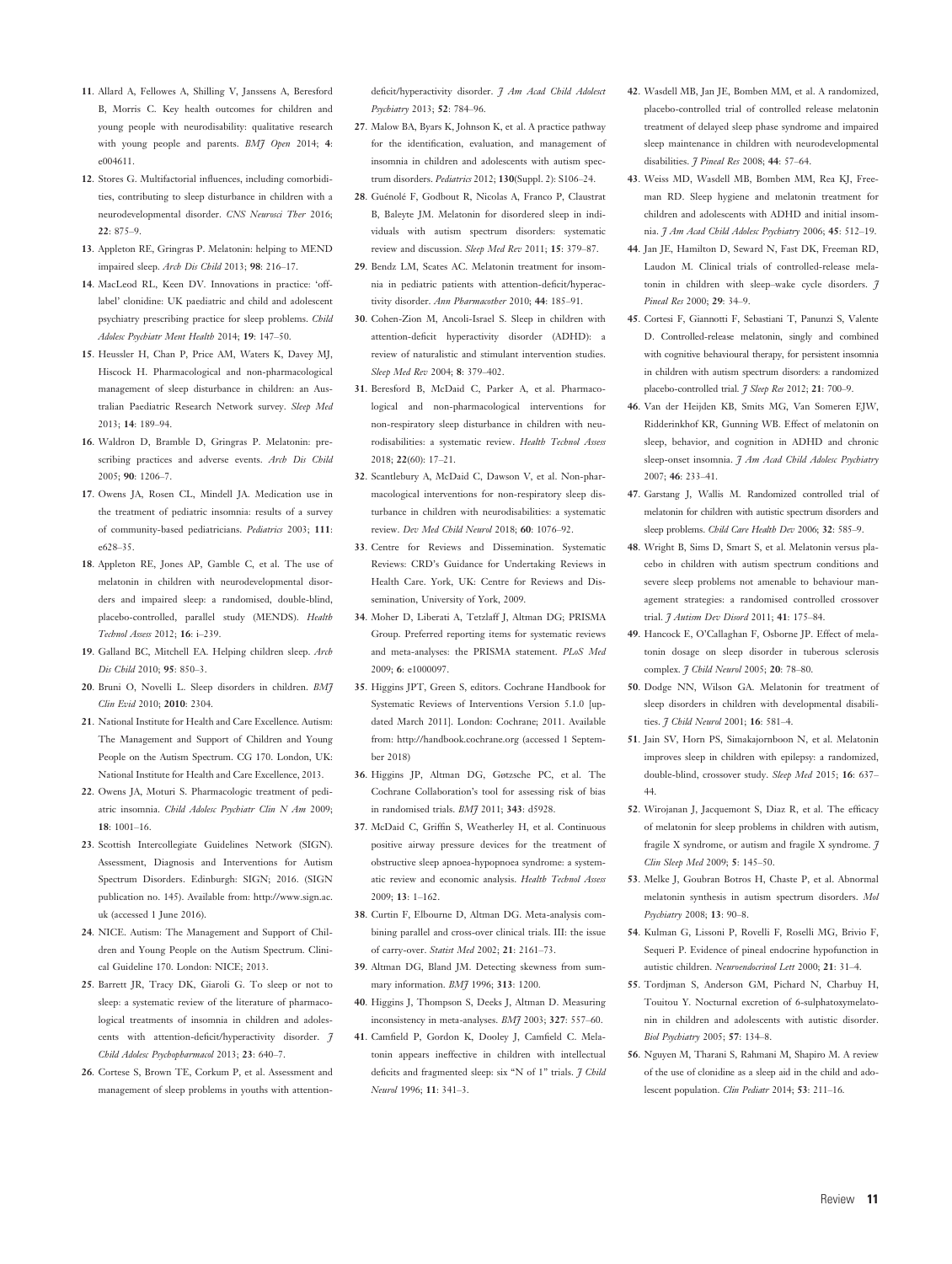11. Allard A, Fellowes A, Shilling V, Janssens A, Beresford B, Morris C. Key health outcomes for children and young people with neurodisability: qualitative research with young people and parents. *BMJ Open* 2014; **4**: e004611.
12. Stores G. Multifactorial influences, including comorbidities, contributing to sleep disturbance in children with a neurodevelopmental disorder. *CNS Neurosci Ther* 2016; **22**: 875–9.
13. Appleton RE, Gringras P. Melatonin: helping to MEND impaired sleep. *Arch Dis Child* 2013; **98**: 216–17.
14. MacLeod RL, Keen DV. Innovations in practice: 'off-label' clonidine: UK paediatric and child and adolescent psychiatry prescribing practice for sleep problems. *Child Adolesc Psychiatr Ment Health* 2014; **19**: 147–50.
15. Heussler H, Chan P, Price AM, Waters K, Davey MJ, Hiscock H. Pharmacological and non-pharmacological management of sleep disturbance in children: an Australian Paediatric Research Network survey. *Sleep Med* 2013; **14**: 189–94.
16. Waldron D, Bramble D, Gringras P. Melatonin: prescribing practices and adverse events. *Arch Dis Child* 2005; **90**: 1206–7.
17. Owens JA, Rosen CL, Mindell JA. Medication use in the treatment of pediatric insomnia: results of a survey of community-based pediatricians. *Pediatrics* 2003; **111**: e628–35.
18. Appleton RE, Jones AP, Gamble C, et al. The use of melatonin in children with neurodevelopmental disorders and impaired sleep: a randomised, double-blind, placebo-controlled, parallel study (MENDS). *Health Technol Assess* 2012; **16**: i–239.
19. Galland BC, Mitchell EA. Helping children sleep. *Arch Dis Child* 2010; **95**: 850–3.
20. Bruni O, Novelli L. Sleep disorders in children. *BMJ Clin Evid* 2010; **2010**: 2304.
21. National Institute for Health and Care Excellence. Autism: The Management and Support of Children and Young People on the Autism Spectrum. CG 170. London, UK: National Institute for Health and Care Excellence, 2013.
22. Owens JA, Moturi S. Pharmacologic treatment of pediatric insomnia. *Child Adolesc Psychiatr Clin N Am* 2009; **18**: 1001–16.
23. Scottish Intercollegiate Guidelines Network (SIGN). Assessment, Diagnosis and Interventions for Autism Spectrum Disorders. Edinburgh: SIGN; 2016. (SIGN publication no. 145). Available from: http://www.sign.ac.uk (accessed 1 June 2016).
24. NICE. Autism: The Management and Support of Children and Young People on the Autism Spectrum. Clinical Guideline 170. London: NICE; 2013.
25. Barrett JR, Tracy DK, Giaroli G. To sleep or not to sleep: a systematic review of the literature of pharmacological treatments of insomnia in children and adolescents with attention-deficit/hyperactivity disorder. *J Child Adolesc Psychopharmacol* 2013; **23**: 640–7.
26. Cortese S, Brown TE, Corkum P, et al. Assessment and management of sleep problems in youths with attention-deficit/hyperactivity disorder. *J Am Acad Child Adolesct Psychiatry* 2013; **52**: 784–96.
27. Malow BA, Byars K, Johnson K, et al. A practice pathway for the identification, evaluation, and management of insomnia in children and adolescents with autism spectrum disorders. *Pediatrics* 2012; **130**(Suppl. 2): S106–24.
28. Guénolé F, Godbout R, Nicolas A, Franco P, Claustrat B, Baleyte JM. Melatonin for disordered sleep in individuals with autism spectrum disorders: systematic review and discussion. *Sleep Med Rev* 2011; **15**: 379–87.
29. Bendz LM, Scates AC. Melatonin treatment for insomnia in pediatric patients with attention-deficit/hyperactivity disorder. *Ann Pharmacother* 2010; **44**: 185–91.
30. Cohen-Zion M, Ancoli-Israel S. Sleep in children with attention-deficit hyperactivity disorder (ADHD): a review of naturalistic and stimulant intervention studies. *Sleep Med Rev* 2004; **8**: 379–402.
31. Beresford B, McDaid C, Parker A, et al. Pharmacological and non-pharmacological interventions for non-respiratory sleep disturbance in children with neurodisabilities: a systematic review. *Health Technol Assess* 2018; **22**(60): 17–21.
32. Scantlebury A, McDaid C, Dawson V, et al. Non-pharmacological interventions for non-respiratory sleep disturbance in children with neurodisabilities: a systematic review. *Dev Med Child Neurol* 2018; **60**: 1076–92.
33. Centre for Reviews and Dissemination. Systematic Reviews: CRD's Guidance for Undertaking Reviews in Health Care. York, UK: Centre for Reviews and Dissemination, University of York, 2009.
34. Moher D, Liberati A, Tetzlaff J, Altman DG; PRISMA Group. Preferred reporting items for systematic reviews and meta-analyses: the PRISMA statement. *PLoS Med* 2009; **6**: e1000097.
35. Higgins JPT, Green S, editors. Cochrane Handbook for Systematic Reviews of Interventions Version 5.1.0 [updated March 2011]. London: Cochrane; 2011. Available from: http://handbook.cochrane.org (accessed 1 September 2018)
36. Higgins JP, Altman DG, Gøtzsche PC, et al. The Cochrane Collaboration's tool for assessing risk of bias in randomised trials. *BMJ* 2011; **343**: d5928.
37. McDaid C, Griffin S, Weatherley H, et al. Continuous positive airway pressure devices for the treatment of obstructive sleep apnoea-hypopnoea syndrome: a systematic review and economic analysis. *Health Technol Assess* 2009; **13**: 1–162.
38. Curtin F, Elbourne D, Altman DG. Meta-analysis combining parallel and cross-over clinical trials. III: the issue of carry-over. *Statist Med* 2002; **21**: 2161–73.
39. Altman DG, Bland JM. Detecting skewness from summary information. *BMJ* 1996; **313**: 1200.
40. Higgins J, Thompson S, Deeks J, Altman D. Measuring inconsistency in meta-analyses. *BMJ* 2003; **327**: 557–60.
41. Camfield P, Gordon K, Dooley J, Camfield C. Melatonin appears ineffective in children with intellectual deficits and fragmented sleep: six "N of 1" trials. *J Child Neurol* 1996; **11**: 341–3.
42. Wasdell MB, Jan JE, Bomben MM, et al. A randomized, placebo-controlled trial of controlled release melatonin treatment of delayed sleep phase syndrome and impaired sleep maintenance in children with neurodevelopmental disabilities. *J Pineal Res* 2008; **44**: 57–64.
43. Weiss MD, Wasdell MB, Bomben MM, Rea KJ, Freeman RD. Sleep hygiene and melatonin treatment for children and adolescents with ADHD and initial insomnia. *J Am Acad Child Adolesc Psychiatry* 2006; **45**: 512–19.
44. Jan JE, Hamilton D, Seward N, Fast DK, Freeman RD, Laudon M. Clinical trials of controlled-release melatonin in children with sleep–wake cycle disorders. *J Pineal Res* 2000; **29**: 34–9.
45. Cortesi F, Giannotti F, Sebastiani T, Panunzi S, Valente D. Controlled-release melatonin, singly and combined with cognitive behavioural therapy, for persistent insomnia in children with autism spectrum disorders: a randomized placebo-controlled trial. *J Sleep Res* 2012; **21**: 700–9.
46. Van der Heijden KB, Smits MG, Van Someren EJW, Ridderinkhof KR, Gunning WB. Effect of melatonin on sleep, behavior, and cognition in ADHD and chronic sleep-onset insomnia. *J Am Acad Child Adolesc Psychiatry* 2007; **46**: 233–41.
47. Garstang J, Wallis M. Randomized controlled trial of melatonin for children with autistic spectrum disorders and sleep problems. *Child Care Health Dev* 2006; **32**: 585–9.
48. Wright B, Sims D, Smart S, et al. Melatonin versus placebo in children with autism spectrum conditions and severe sleep problems not amenable to behaviour management strategies: a randomised controlled crossover trial. *J Autism Dev Disord* 2011; **41**: 175–84.
49. Hancock E, O'Callaghan F, Osborne JP. Effect of melatonin dosage on sleep disorder in tuberous sclerosis complex. *J Child Neurol* 2005; **20**: 78–80.
50. Dodge NN, Wilson GA. Melatonin for treatment of sleep disorders in children with developmental disabilities. *J Child Neurol* 2001; **16**: 581–4.
51. Jain SV, Horn PS, Simakajornboon N, et al. Melatonin improves sleep in children with epilepsy: a randomized, double-blind, crossover study. *Sleep Med* 2015; **16**: 637–44.
52. Wirojanan J, Jacquemont S, Diaz R, et al. The efficacy of melatonin for sleep problems in children with autism, fragile X syndrome, or autism and fragile X syndrome. *J Clin Sleep Med* 2009; **5**: 145–50.
53. Melke J, Goubran Botros H, Chaste P, et al. Abnormal melatonin synthesis in autism spectrum disorders. *Mol Psychiatry* 2008; **13**: 90–8.
54. Kulman G, Lissoni P, Rovelli F, Roselli MG, Brivio F, Sequeri P. Evidence of pineal endocrine hypofunction in autistic children. *Neuroendocrinol Lett* 2000; **21**: 31–4.
55. Tordjman S, Anderson GM, Pichard N, Charbuy H, Touitou Y. Nocturnal excretion of 6-sulphatoxymelatonin in children and adolescents with autistic disorder. *Biol Psychiatry* 2005; **57**: 134–8.
56. Nguyen M, Tharani S, Rahmani M, Shapiro M. A review of the use of clonidine as a sleep aid in the child and adolescent population. *Clin Pediatr* 2014; **53**: 211–16.